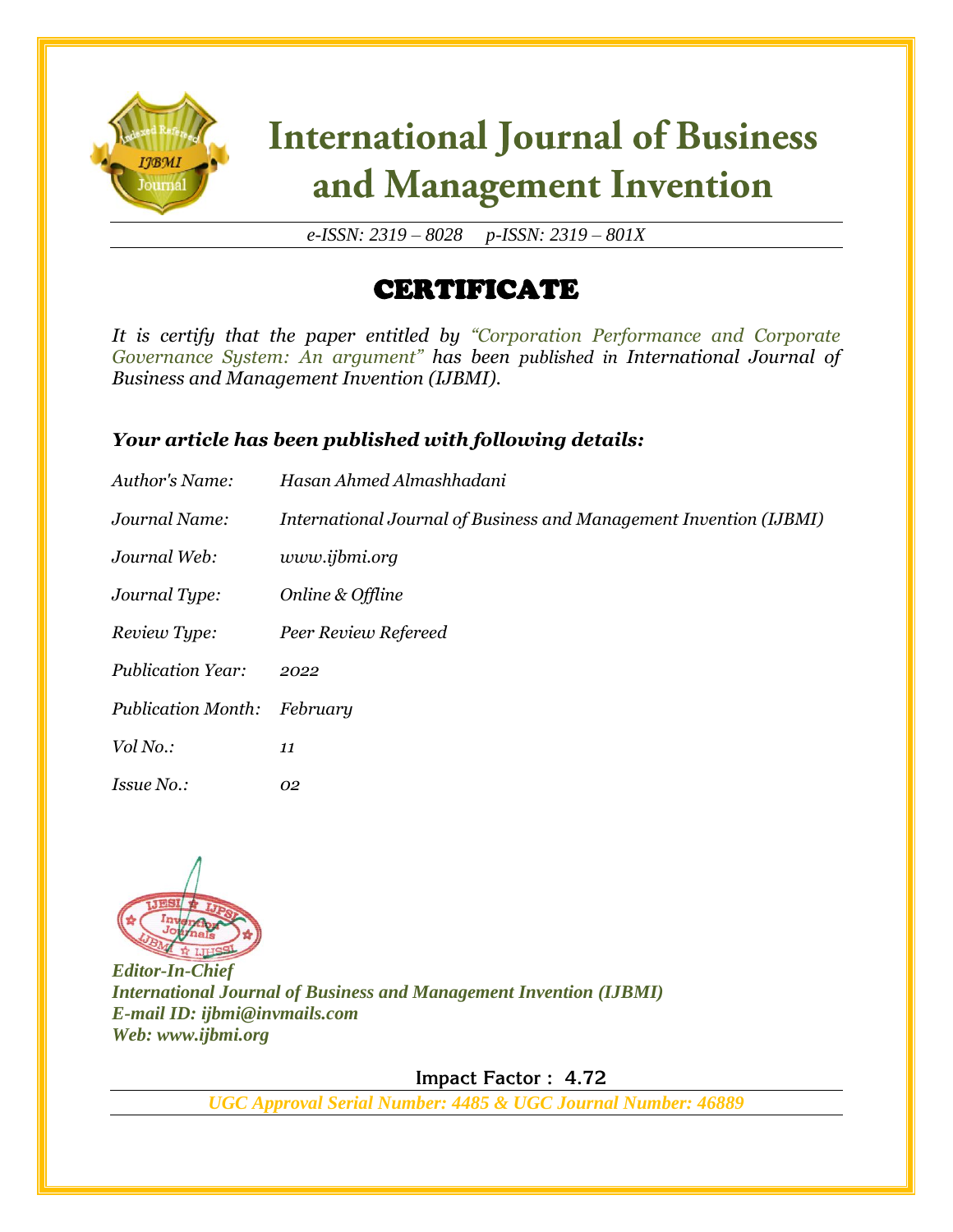# International Journal of Business and Management Invention

*e-ISSN: 2319 – 8028 p-ISSN: 2319 – 801X*

## CERTIFICATE

*It is certify that the paper entitled by "Corporation Performance and Corporate Governance System: An argument" has been published in International Journal of Business and Management Invention (IJBMI).*

***Your article has been published with following details:***

| | |
|---|---|
| *Author's Name:* | *Hasan Ahmed Almashhadani* |
| *Journal Name:* | *International Journal of Business and Management Invention (IJBMI)* |
| *Journal Web:* | *www.ijbmi.org* |
| *Journal Type:* | *Online & Offline* |
| *Review Type:* | *Peer Review Refereed* |
| *Publication Year:* | *2022* |
| *Publication Month:* | *February* |
| *Vol No.:* | *11* |
| *Issue No.:* | *02* |

***Editor-In-Chief***
***International Journal of Business and Management Invention (IJBMI)***
***E-mail ID: ijbmi@invmails.com***
***Web: www.ijbmi.org***

**Impact Factor : 4.72**

***UGC Approval Serial Number: 4485 & UGC Journal Number: 46889***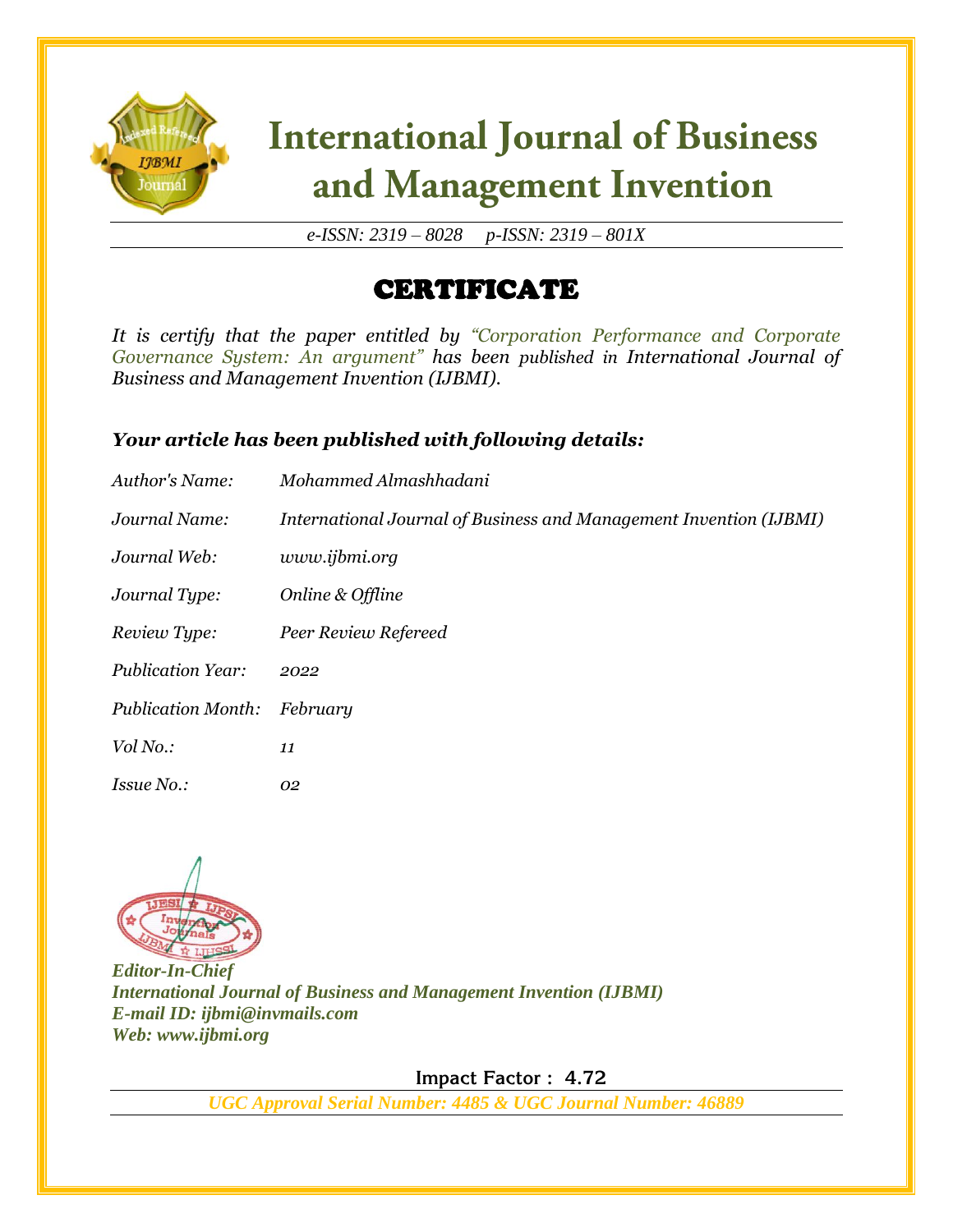# International Journal of Business and Management Invention

*e-ISSN: 2319 – 8028 p-ISSN: 2319 – 801X*

## CERTIFICATE

*It is certify that the paper entitled by "Corporation Performance and Corporate Governance System: An argument" has been published in International Journal of Business and Management Invention (IJBMI).*

***Your article has been published with following details:***

| | |
|---|---|
| *Author's Name:* | *Mohammed Almashhadani* |
| *Journal Name:* | *International Journal of Business and Management Invention (IJBMI)* |
| *Journal Web:* | *www.ijbmi.org* |
| *Journal Type:* | *Online & Offline* |
| *Review Type:* | *Peer Review Refereed* |
| *Publication Year:* | *2022* |
| *Publication Month:* | *February* |
| *Vol No.:* | *11* |
| *Issue No.:* | *02* |

***Editor-In-Chief***
***International Journal of Business and Management Invention (IJBMI)***
***E-mail ID: ijbmi@invmails.com***
***Web: www.ijbmi.org***

**Impact Factor : 4.72**

***UGC Approval Serial Number: 4485 & UGC Journal Number: 46889***